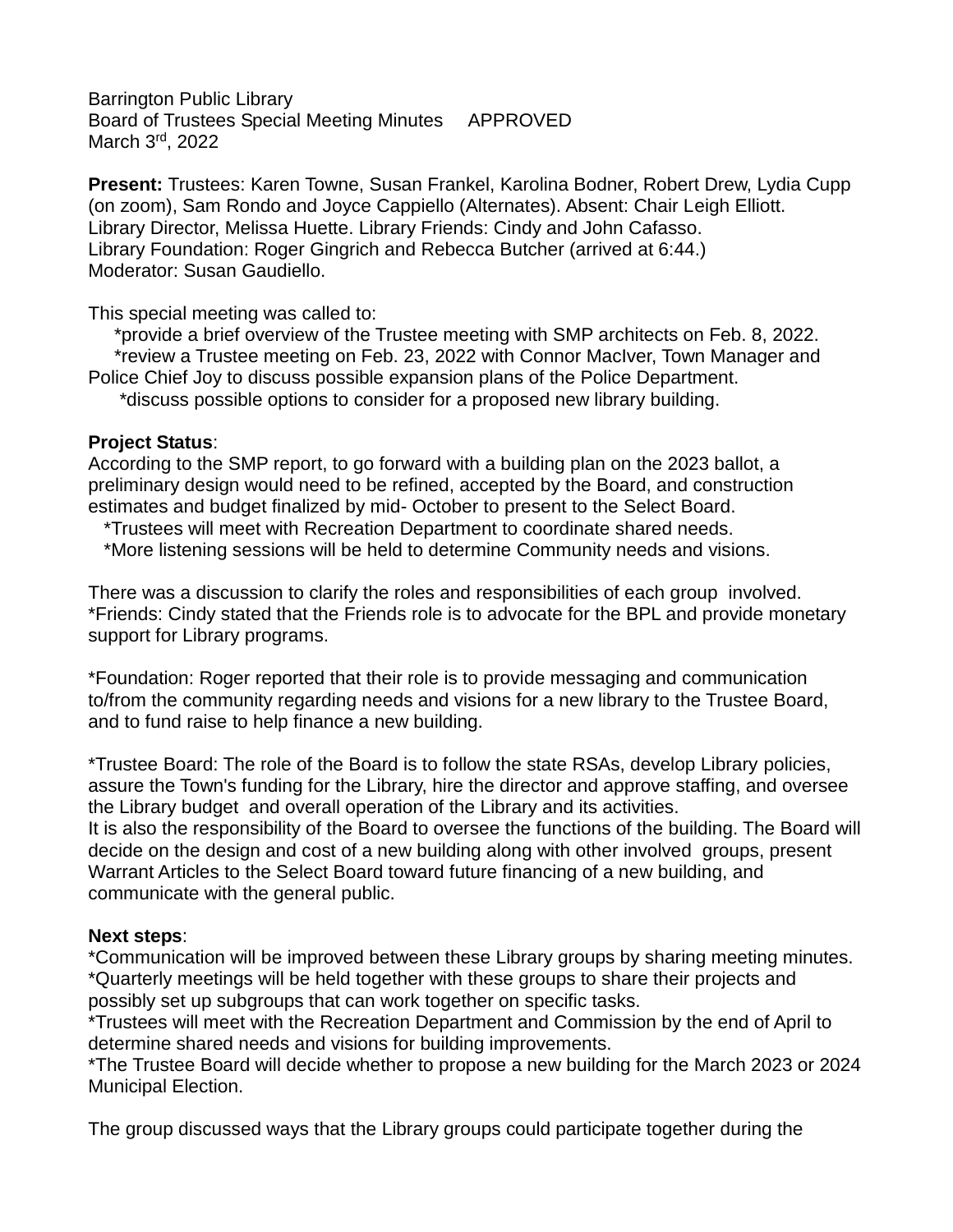Barrington Public Library
Board of Trustees Special Meeting Minutes     APPROVED
March 3rd, 2022

**Present:** Trustees: Karen Towne, Susan Frankel, Karolina Bodner, Robert Drew, Lydia Cupp (on zoom), Sam Rondo and Joyce Cappiello (Alternates). Absent: Chair Leigh Elliott.
Library Director, Melissa Huette. Library Friends: Cindy and John Cafasso.
Library Foundation: Roger Gingrich and Rebecca Butcher (arrived at 6:44.)
Moderator: Susan Gaudiello.

This special meeting was called to:

*provide a brief overview of the Trustee meeting with SMP architects on Feb. 8, 2022.

*review a Trustee meeting on Feb. 23, 2022 with Connor MacIver, Town Manager and Police Chief Joy to discuss possible expansion plans of the Police Department.

*discuss possible options to consider for a proposed new library building.

**Project Status**:
According to the SMP report, to go forward with a building plan on the 2023 ballot, a preliminary design would need to be refined, accepted by the Board, and construction estimates and budget finalized by mid- October to present to the Select Board.

*Trustees will meet with Recreation Department to coordinate shared needs.

*More listening sessions will be held to determine Community needs and visions.

There was a discussion to clarify the roles and responsibilities of each group involved.
*Friends: Cindy stated that the Friends role is to advocate for the BPL and provide monetary support for Library programs.

*Foundation: Roger reported that their role is to provide messaging and communication to/from the community regarding needs and visions for a new library to the Trustee Board, and to fund raise to help finance a new building.

*Trustee Board: The role of the Board is to follow the state RSAs, develop Library policies, assure the Town's funding for the Library, hire the director and approve staffing, and oversee the Library budget and overall operation of the Library and its activities.
It is also the responsibility of the Board to oversee the functions of the building. The Board will decide on the design and cost of a new building along with other involved groups, present Warrant Articles to the Select Board toward future financing of a new building, and communicate with the general public.

**Next steps**:
*Communication will be improved between these Library groups by sharing meeting minutes.
*Quarterly meetings will be held together with these groups to share their projects and possibly set up subgroups that can work together on specific tasks.
*Trustees will meet with the Recreation Department and Commission by the end of April to determine shared needs and visions for building improvements.
*The Trustee Board will decide whether to propose a new building for the March 2023 or 2024 Municipal Election.

The group discussed ways that the Library groups could participate together during the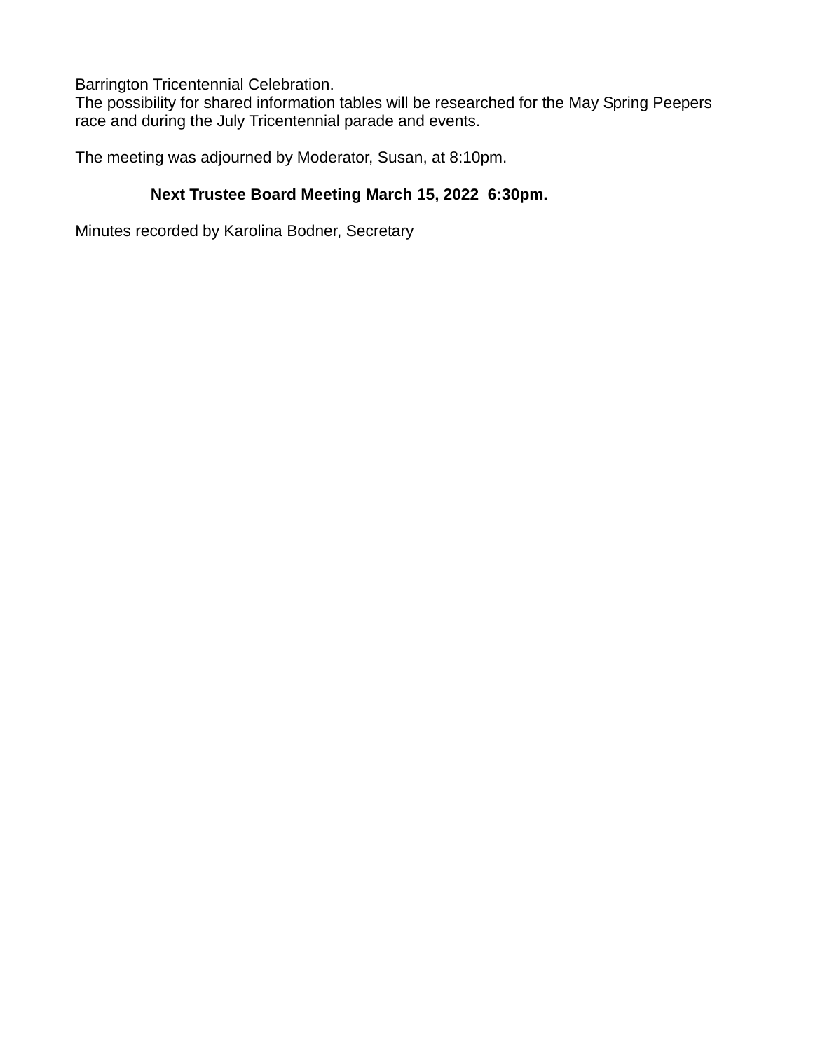Barrington Tricentennial Celebration.
The possibility for shared information tables will be researched for the May Spring Peepers race and during the July Tricentennial parade and events.

The meeting was adjourned by Moderator, Susan, at 8:10pm.

**Next Trustee Board Meeting March 15, 2022 6:30pm.**

Minutes recorded by Karolina Bodner, Secretary